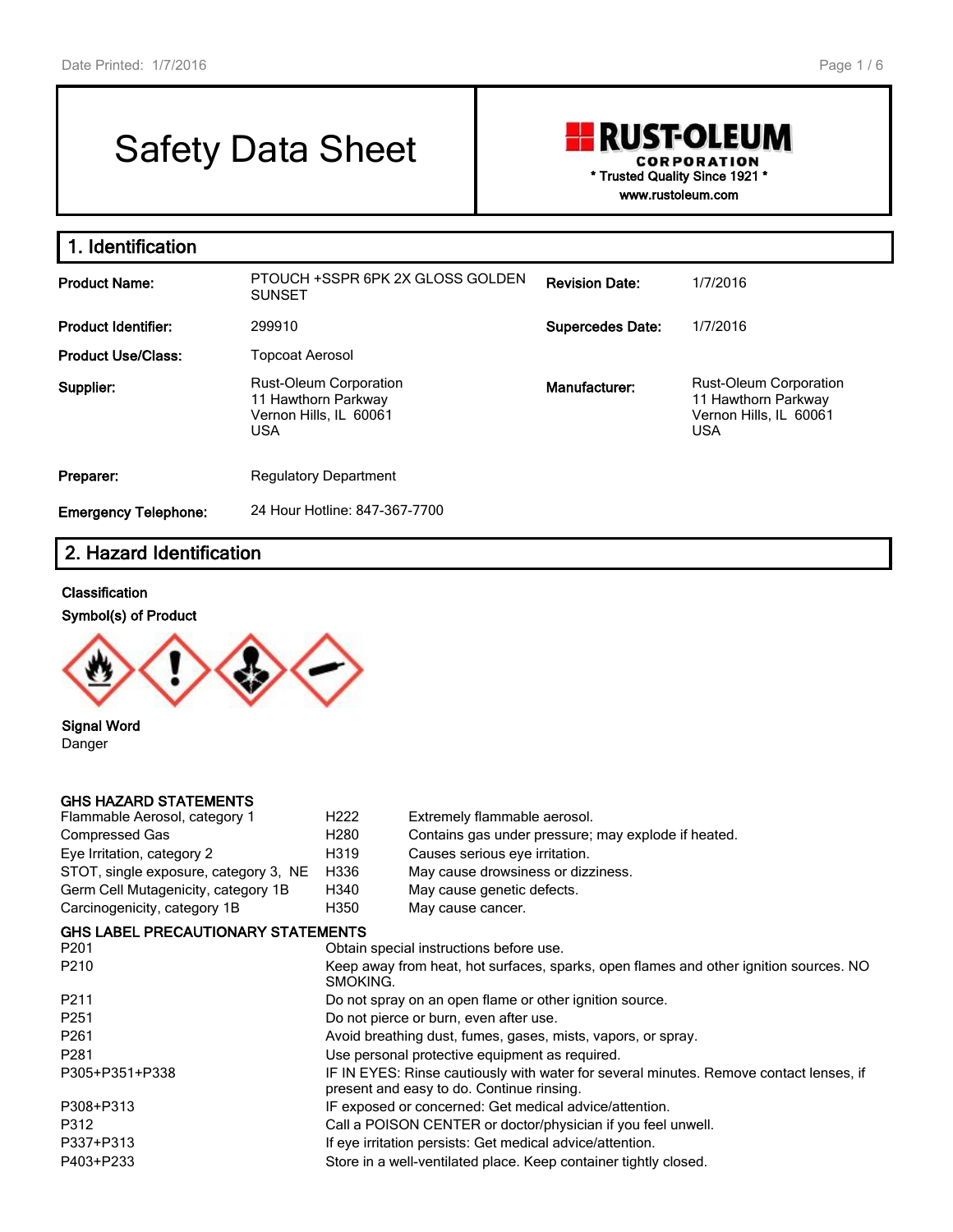# Safety Data Sheet

**RUST-OLEUM CORPORATION**
\* Trusted Quality Since 1921 \*
www.rustoleum.com

## 1. Identification

| | | | |
|---|---|---|---|
| **Product Name:** | PTOUCH +SSPR 6PK 2X GLOSS GOLDEN SUNSET | **Revision Date:** | 1/7/2016 |
| **Product Identifier:** | 299910 | **Supercedes Date:** | 1/7/2016 |
| **Product Use/Class:** | Topcoat Aerosol | | |
| **Supplier:** | Rust-Oleum Corporation<br>11 Hawthorn Parkway<br>Vernon Hills, IL 60061<br>USA | **Manufacturer:** | Rust-Oleum Corporation<br>11 Hawthorn Parkway<br>Vernon Hills, IL 60061<br>USA |
| **Preparer:** | Regulatory Department | | |
| **Emergency Telephone:** | 24 Hour Hotline: 847-367-7700 | | |

## 2. Hazard Identification

**Classification**

**Symbol(s) of Product**

**Signal Word**
Danger

**GHS HAZARD STATEMENTS**

| | | |
|---|---|---|
| Flammable Aerosol, category 1 | H222 | Extremely flammable aerosol. |
| Compressed Gas | H280 | Contains gas under pressure; may explode if heated. |
| Eye Irritation, category 2 | H319 | Causes serious eye irritation. |
| STOT, single exposure, category 3, NE | H336 | May cause drowsiness or dizziness. |
| Germ Cell Mutagenicity, category 1B | H340 | May cause genetic defects. |
| Carcinogenicity, category 1B | H350 | May cause cancer. |

**GHS LABEL PRECAUTIONARY STATEMENTS**

| | |
|---|---|
| P201 | Obtain special instructions before use. |
| P210 | Keep away from heat, hot surfaces, sparks, open flames and other ignition sources. NO SMOKING. |
| P211 | Do not spray on an open flame or other ignition source. |
| P251 | Do not pierce or burn, even after use. |
| P261 | Avoid breathing dust, fumes, gases, mists, vapors, or spray. |
| P281 | Use personal protective equipment as required. |
| P305+P351+P338 | IF IN EYES: Rinse cautiously with water for several minutes. Remove contact lenses, if present and easy to do. Continue rinsing. |
| P308+P313 | IF exposed or concerned: Get medical advice/attention. |
| P312 | Call a POISON CENTER or doctor/physician if you feel unwell. |
| P337+P313 | If eye irritation persists: Get medical advice/attention. |
| P403+P233 | Store in a well-ventilated place. Keep container tightly closed. |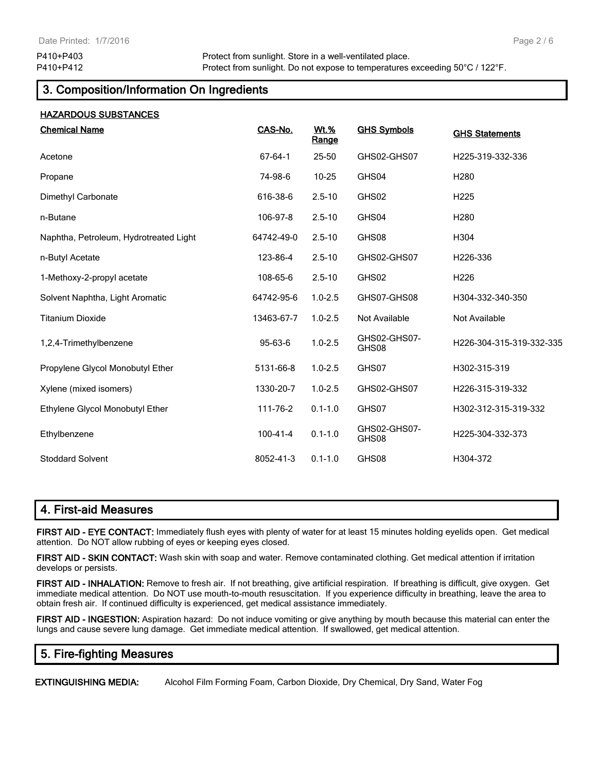P410+P403 Protect from sunlight. Store in a well-ventilated place.
P410+P412 Protect from sunlight. Do not expose to temperatures exceeding 50°C / 122°F.

## 3. Composition/Information On Ingredients

**HAZARDOUS SUBSTANCES**

| Chemical Name | CAS-No. | Wt.% Range | GHS Symbols | GHS Statements |
|---|---|---|---|---|
| Acetone | 67-64-1 | 25-50 | GHS02-GHS07 | H225-319-332-336 |
| Propane | 74-98-6 | 10-25 | GHS04 | H280 |
| Dimethyl Carbonate | 616-38-6 | 2.5-10 | GHS02 | H225 |
| n-Butane | 106-97-8 | 2.5-10 | GHS04 | H280 |
| Naphtha, Petroleum, Hydrotreated Light | 64742-49-0 | 2.5-10 | GHS08 | H304 |
| n-Butyl Acetate | 123-86-4 | 2.5-10 | GHS02-GHS07 | H226-336 |
| 1-Methoxy-2-propyl acetate | 108-65-6 | 2.5-10 | GHS02 | H226 |
| Solvent Naphtha, Light Aromatic | 64742-95-6 | 1.0-2.5 | GHS07-GHS08 | H304-332-340-350 |
| Titanium Dioxide | 13463-67-7 | 1.0-2.5 | Not Available | Not Available |
| 1,2,4-Trimethylbenzene | 95-63-6 | 1.0-2.5 | GHS02-GHS07-GHS08 | H226-304-315-319-332-335 |
| Propylene Glycol Monobutyl Ether | 5131-66-8 | 1.0-2.5 | GHS07 | H302-315-319 |
| Xylene (mixed isomers) | 1330-20-7 | 1.0-2.5 | GHS02-GHS07 | H226-315-319-332 |
| Ethylene Glycol Monobutyl Ether | 111-76-2 | 0.1-1.0 | GHS07 | H302-312-315-319-332 |
| Ethylbenzene | 100-41-4 | 0.1-1.0 | GHS02-GHS07-GHS08 | H225-304-332-373 |
| Stoddard Solvent | 8052-41-3 | 0.1-1.0 | GHS08 | H304-372 |

## 4. First-aid Measures

**FIRST AID - EYE CONTACT:** Immediately flush eyes with plenty of water for at least 15 minutes holding eyelids open. Get medical attention. Do NOT allow rubbing of eyes or keeping eyes closed.

**FIRST AID - SKIN CONTACT:** Wash skin with soap and water. Remove contaminated clothing. Get medical attention if irritation develops or persists.

**FIRST AID - INHALATION:** Remove to fresh air. If not breathing, give artificial respiration. If breathing is difficult, give oxygen. Get immediate medical attention. Do NOT use mouth-to-mouth resuscitation. If you experience difficulty in breathing, leave the area to obtain fresh air. If continued difficulty is experienced, get medical assistance immediately.

**FIRST AID - INGESTION:** Aspiration hazard: Do not induce vomiting or give anything by mouth because this material can enter the lungs and cause severe lung damage. Get immediate medical attention. If swallowed, get medical attention.

## 5. Fire-fighting Measures

**EXTINGUISHING MEDIA:** Alcohol Film Forming Foam, Carbon Dioxide, Dry Chemical, Dry Sand, Water Fog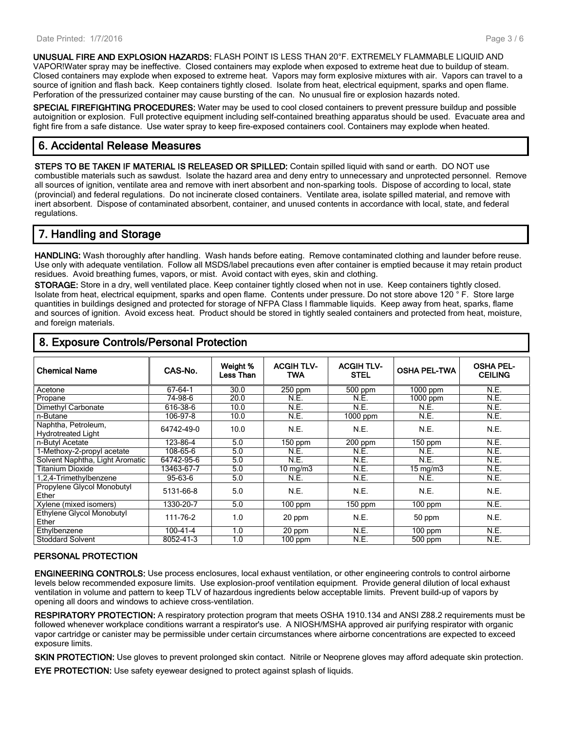**UNUSUAL FIRE AND EXPLOSION HAZARDS:** FLASH POINT IS LESS THAN 20°F. EXTREMELY FLAMMABLE LIQUID AND VAPOR!Water spray may be ineffective. Closed containers may explode when exposed to extreme heat due to buildup of steam. Closed containers may explode when exposed to extreme heat. Vapors may form explosive mixtures with air. Vapors can travel to a source of ignition and flash back. Keep containers tightly closed. Isolate from heat, electrical equipment, sparks and open flame. Perforation of the pressurized container may cause bursting of the can. No unusual fire or explosion hazards noted.

**SPECIAL FIREFIGHTING PROCEDURES:** Water may be used to cool closed containers to prevent pressure buildup and possible autoignition or explosion. Full protective equipment including self-contained breathing apparatus should be used. Evacuate area and fight fire from a safe distance. Use water spray to keep fire-exposed containers cool. Containers may explode when heated.

## 6. Accidental Release Measures

**STEPS TO BE TAKEN IF MATERIAL IS RELEASED OR SPILLED:** Contain spilled liquid with sand or earth. DO NOT use combustible materials such as sawdust. Isolate the hazard area and deny entry to unnecessary and unprotected personnel. Remove all sources of ignition, ventilate area and remove with inert absorbent and non-sparking tools. Dispose of according to local, state (provincial) and federal regulations. Do not incinerate closed containers. Ventilate area, isolate spilled material, and remove with inert absorbent. Dispose of contaminated absorbent, container, and unused contents in accordance with local, state, and federal regulations.

## 7. Handling and Storage

**HANDLING:** Wash thoroughly after handling. Wash hands before eating. Remove contaminated clothing and launder before reuse. Use only with adequate ventilation. Follow all MSDS/label precautions even after container is emptied because it may retain product residues. Avoid breathing fumes, vapors, or mist. Avoid contact with eyes, skin and clothing.

**STORAGE:** Store in a dry, well ventilated place. Keep container tightly closed when not in use. Keep containers tightly closed. Isolate from heat, electrical equipment, sparks and open flame. Contents under pressure. Do not store above 120 ° F. Store large quantities in buildings designed and protected for storage of NFPA Class I flammable liquids. Keep away from heat, sparks, flame and sources of ignition. Avoid excess heat. Product should be stored in tightly sealed containers and protected from heat, moisture, and foreign materials.

## 8. Exposure Controls/Personal Protection

| Chemical Name | CAS-No. | Weight % Less Than | ACGIH TLV-TWA | ACGIH TLV-STEL | OSHA PEL-TWA | OSHA PEL-CEILING |
|---|---|---|---|---|---|---|
| Acetone | 67-64-1 | 30.0 | 250 ppm | 500 ppm | 1000 ppm | N.E. |
| Propane | 74-98-6 | 20.0 | N.E. | N.E. | 1000 ppm | N.E. |
| Dimethyl Carbonate | 616-38-6 | 10.0 | N.E. | N.E. | N.E. | N.E. |
| n-Butane | 106-97-8 | 10.0 | N.E. | 1000 ppm | N.E. | N.E. |
| Naphtha, Petroleum, Hydrotreated Light | 64742-49-0 | 10.0 | N.E. | N.E. | N.E. | N.E. |
| n-Butyl Acetate | 123-86-4 | 5.0 | 150 ppm | 200 ppm | 150 ppm | N.E. |
| 1-Methoxy-2-propyl acetate | 108-65-6 | 5.0 | N.E. | N.E. | N.E. | N.E. |
| Solvent Naphtha, Light Aromatic | 64742-95-6 | 5.0 | N.E. | N.E. | N.E. | N.E. |
| Titanium Dioxide | 13463-67-7 | 5.0 | 10 mg/m3 | N.E. | 15 mg/m3 | N.E. |
| 1,2,4-Trimethylbenzene | 95-63-6 | 5.0 | N.E. | N.E. | N.E. | N.E. |
| Propylene Glycol Monobutyl Ether | 5131-66-8 | 5.0 | N.E. | N.E. | N.E. | N.E. |
| Xylene (mixed isomers) | 1330-20-7 | 5.0 | 100 ppm | 150 ppm | 100 ppm | N.E. |
| Ethylene Glycol Monobutyl Ether | 111-76-2 | 1.0 | 20 ppm | N.E. | 50 ppm | N.E. |
| Ethylbenzene | 100-41-4 | 1.0 | 20 ppm | N.E. | 100 ppm | N.E. |
| Stoddard Solvent | 8052-41-3 | 1.0 | 100 ppm | N.E. | 500 ppm | N.E. |

### PERSONAL PROTECTION

**ENGINEERING CONTROLS:** Use process enclosures, local exhaust ventilation, or other engineering controls to control airborne levels below recommended exposure limits. Use explosion-proof ventilation equipment. Provide general dilution of local exhaust ventilation in volume and pattern to keep TLV of hazardous ingredients below acceptable limits. Prevent build-up of vapors by opening all doors and windows to achieve cross-ventilation.

**RESPIRATORY PROTECTION:** A respiratory protection program that meets OSHA 1910.134 and ANSI Z88.2 requirements must be followed whenever workplace conditions warrant a respirator's use. A NIOSH/MSHA approved air purifying respirator with organic vapor cartridge or canister may be permissible under certain circumstances where airborne concentrations are expected to exceed exposure limits.

**SKIN PROTECTION:** Use gloves to prevent prolonged skin contact. Nitrile or Neoprene gloves may afford adequate skin protection.

**EYE PROTECTION:** Use safety eyewear designed to protect against splash of liquids.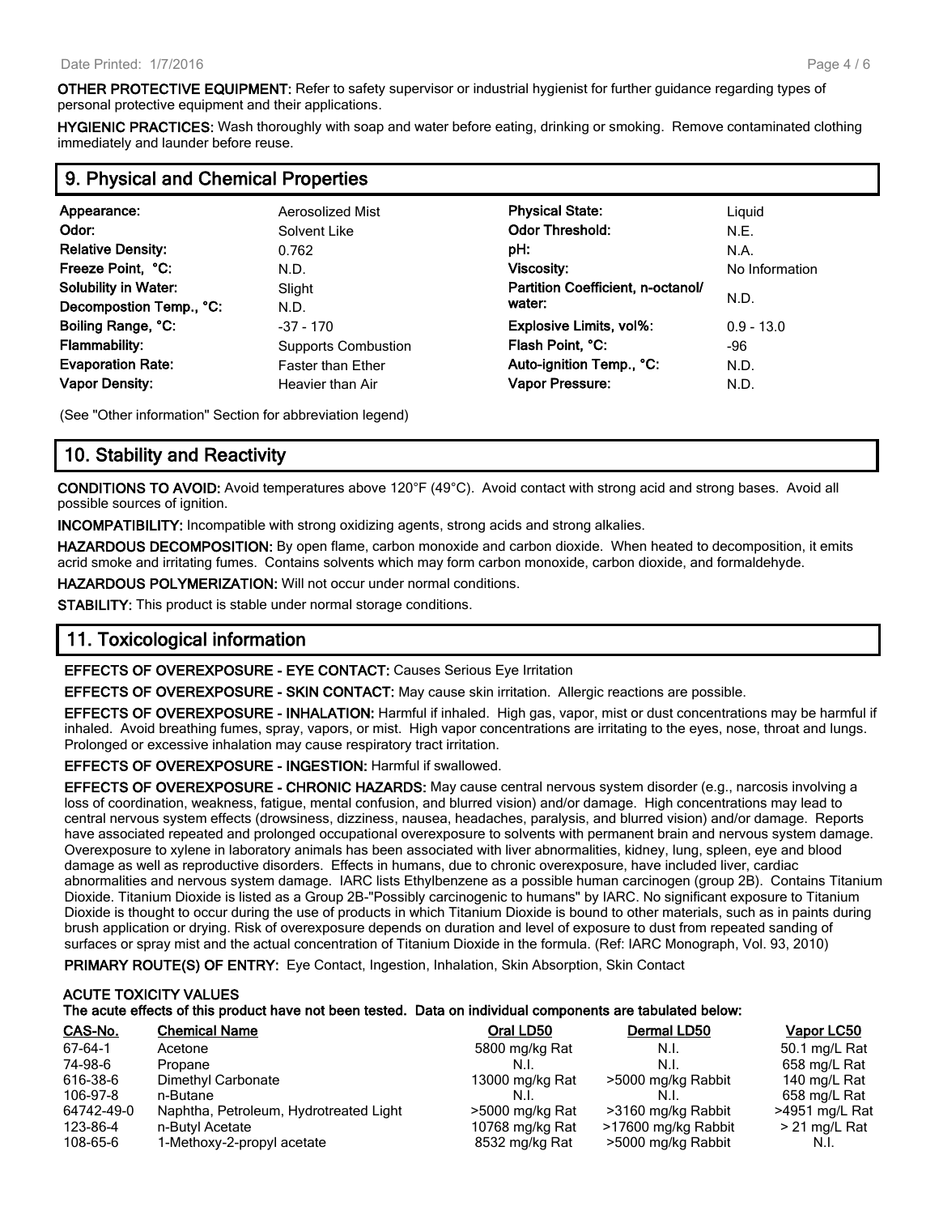**OTHER PROTECTIVE EQUIPMENT:** Refer to safety supervisor or industrial hygienist for further guidance regarding types of personal protective equipment and their applications.

**HYGIENIC PRACTICES:** Wash thoroughly with soap and water before eating, drinking or smoking. Remove contaminated clothing immediately and launder before reuse.

## 9. Physical and Chemical Properties

| | | | |
|---|---|---|---|
| **Appearance:** | Aerosolized Mist | **Physical State:** | Liquid |
| **Odor:** | Solvent Like | **Odor Threshold:** | N.E. |
| **Relative Density:** | 0.762 | **pH:** | N.A. |
| **Freeze Point, °C:** | N.D. | **Viscosity:** | No Information |
| **Solubility in Water:** | Slight | **Partition Coefficient, n-octanol/ water:** | N.D. |
| **Decompostion Temp., °C:** | N.D. | | |
| **Boiling Range, °C:** | -37 - 170 | **Explosive Limits, vol%:** | 0.9 - 13.0 |
| **Flammability:** | Supports Combustion | **Flash Point, °C:** | -96 |
| **Evaporation Rate:** | Faster than Ether | **Auto-ignition Temp., °C:** | N.D. |
| **Vapor Density:** | Heavier than Air | **Vapor Pressure:** | N.D. |

(See "Other information" Section for abbreviation legend)

## 10. Stability and Reactivity

**CONDITIONS TO AVOID:** Avoid temperatures above 120°F (49°C). Avoid contact with strong acid and strong bases. Avoid all possible sources of ignition.

**INCOMPATIBILITY:** Incompatible with strong oxidizing agents, strong acids and strong alkalies.

**HAZARDOUS DECOMPOSITION:** By open flame, carbon monoxide and carbon dioxide. When heated to decomposition, it emits acrid smoke and irritating fumes. Contains solvents which may form carbon monoxide, carbon dioxide, and formaldehyde.

**HAZARDOUS POLYMERIZATION:** Will not occur under normal conditions.

**STABILITY:** This product is stable under normal storage conditions.

## 11. Toxicological information

**EFFECTS OF OVEREXPOSURE - EYE CONTACT:** Causes Serious Eye Irritation

**EFFECTS OF OVEREXPOSURE - SKIN CONTACT:** May cause skin irritation. Allergic reactions are possible.

**EFFECTS OF OVEREXPOSURE - INHALATION:** Harmful if inhaled. High gas, vapor, mist or dust concentrations may be harmful if inhaled. Avoid breathing fumes, spray, vapors, or mist. High vapor concentrations are irritating to the eyes, nose, throat and lungs. Prolonged or excessive inhalation may cause respiratory tract irritation.

**EFFECTS OF OVEREXPOSURE - INGESTION:** Harmful if swallowed.

**EFFECTS OF OVEREXPOSURE - CHRONIC HAZARDS:** May cause central nervous system disorder (e.g., narcosis involving a loss of coordination, weakness, fatigue, mental confusion, and blurred vision) and/or damage. High concentrations may lead to central nervous system effects (drowsiness, dizziness, nausea, headaches, paralysis, and blurred vision) and/or damage. Reports have associated repeated and prolonged occupational overexposure to solvents with permanent brain and nervous system damage. Overexposure to xylene in laboratory animals has been associated with liver abnormalities, kidney, lung, spleen, eye and blood damage as well as reproductive disorders. Effects in humans, due to chronic overexposure, have included liver, cardiac abnormalities and nervous system damage. IARC lists Ethylbenzene as a possible human carcinogen (group 2B). Contains Titanium Dioxide. Titanium Dioxide is listed as a Group 2B-"Possibly carcinogenic to humans" by IARC. No significant exposure to Titanium Dioxide is thought to occur during the use of products in which Titanium Dioxide is bound to other materials, such as in paints during brush application or drying. Risk of overexposure depends on duration and level of exposure to dust from repeated sanding of surfaces or spray mist and the actual concentration of Titanium Dioxide in the formula. (Ref: IARC Monograph, Vol. 93, 2010)

**PRIMARY ROUTE(S) OF ENTRY:** Eye Contact, Ingestion, Inhalation, Skin Absorption, Skin Contact

**ACUTE TOXICITY VALUES**
**The acute effects of this product have not been tested. Data on individual components are tabulated below:**

| CAS-No. | Chemical Name | Oral LD50 | Dermal LD50 | Vapor LC50 |
|---|---|---|---|---|
| 67-64-1 | Acetone | 5800 mg/kg Rat | N.I. | 50.1 mg/L Rat |
| 74-98-6 | Propane | N.I. | N.I. | 658 mg/L Rat |
| 616-38-6 | Dimethyl Carbonate | 13000 mg/kg Rat | >5000 mg/kg Rabbit | 140 mg/L Rat |
| 106-97-8 | n-Butane | N.I. | N.I. | 658 mg/L Rat |
| 64742-49-0 | Naphtha, Petroleum, Hydrotreated Light | >5000 mg/kg Rat | >3160 mg/kg Rabbit | >4951 mg/L Rat |
| 123-86-4 | n-Butyl Acetate | 10768 mg/kg Rat | >17600 mg/kg Rabbit | > 21 mg/L Rat |
| 108-65-6 | 1-Methoxy-2-propyl acetate | 8532 mg/kg Rat | >5000 mg/kg Rabbit | N.I. |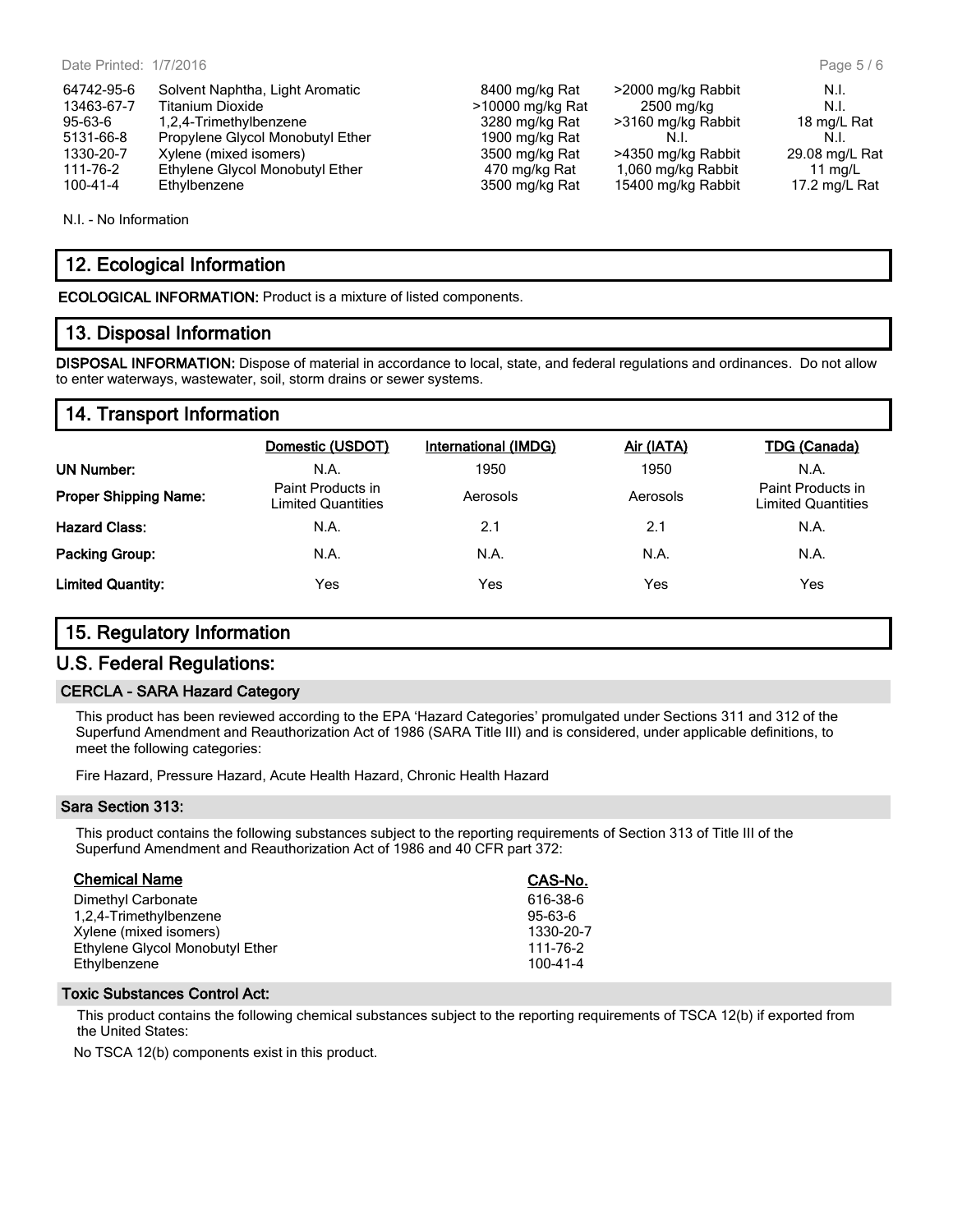| | | | | |
|---|---|---|---|---|
| 64742-95-6 | Solvent Naphtha, Light Aromatic | 8400 mg/kg Rat | >2000 mg/kg Rabbit | N.I. |
| 13463-67-7 | Titanium Dioxide | >10000 mg/kg Rat | 2500 mg/kg | N.I. |
| 95-63-6 | 1,2,4-Trimethylbenzene | 3280 mg/kg Rat | >3160 mg/kg Rabbit | 18 mg/L Rat |
| 5131-66-8 | Propylene Glycol Monobutyl Ether | 1900 mg/kg Rat | N.I. | N.I. |
| 1330-20-7 | Xylene (mixed isomers) | 3500 mg/kg Rat | >4350 mg/kg Rabbit | 29.08 mg/L Rat |
| 111-76-2 | Ethylene Glycol Monobutyl Ether | 470 mg/kg Rat | 1,060 mg/kg Rabbit | 11 mg/L |
| 100-41-4 | Ethylbenzene | 3500 mg/kg Rat | 15400 mg/kg Rabbit | 17.2 mg/L Rat |

N.I. - No Information

## 12. Ecological Information

**ECOLOGICAL INFORMATION:** Product is a mixture of listed components.

## 13. Disposal Information

**DISPOSAL INFORMATION:** Dispose of material in accordance to local, state, and federal regulations and ordinances. Do not allow to enter waterways, wastewater, soil, storm drains or sewer systems.

## 14. Transport Information

| | Domestic (USDOT) | International (IMDG) | Air (IATA) | TDG (Canada) |
|---|---|---|---|---|
| **UN Number:** | N.A. | 1950 | 1950 | N.A. |
| **Proper Shipping Name:** | Paint Products in Limited Quantities | Aerosols | Aerosols | Paint Products in Limited Quantities |
| **Hazard Class:** | N.A. | 2.1 | 2.1 | N.A. |
| **Packing Group:** | N.A. | N.A. | N.A. | N.A. |
| **Limited Quantity:** | Yes | Yes | Yes | Yes |

## 15. Regulatory Information

## U.S. Federal Regulations:

### CERCLA - SARA Hazard Category

This product has been reviewed according to the EPA 'Hazard Categories' promulgated under Sections 311 and 312 of the Superfund Amendment and Reauthorization Act of 1986 (SARA Title III) and is considered, under applicable definitions, to meet the following categories:

Fire Hazard, Pressure Hazard, Acute Health Hazard, Chronic Health Hazard

### Sara Section 313:

This product contains the following substances subject to the reporting requirements of Section 313 of Title III of the Superfund Amendment and Reauthorization Act of 1986 and 40 CFR part 372:

| Chemical Name | CAS-No. |
|---|---|
| Dimethyl Carbonate | 616-38-6 |
| 1,2,4-Trimethylbenzene | 95-63-6 |
| Xylene (mixed isomers) | 1330-20-7 |
| Ethylene Glycol Monobutyl Ether | 111-76-2 |
| Ethylbenzene | 100-41-4 |

### Toxic Substances Control Act:

This product contains the following chemical substances subject to the reporting requirements of TSCA 12(b) if exported from the United States:

No TSCA 12(b) components exist in this product.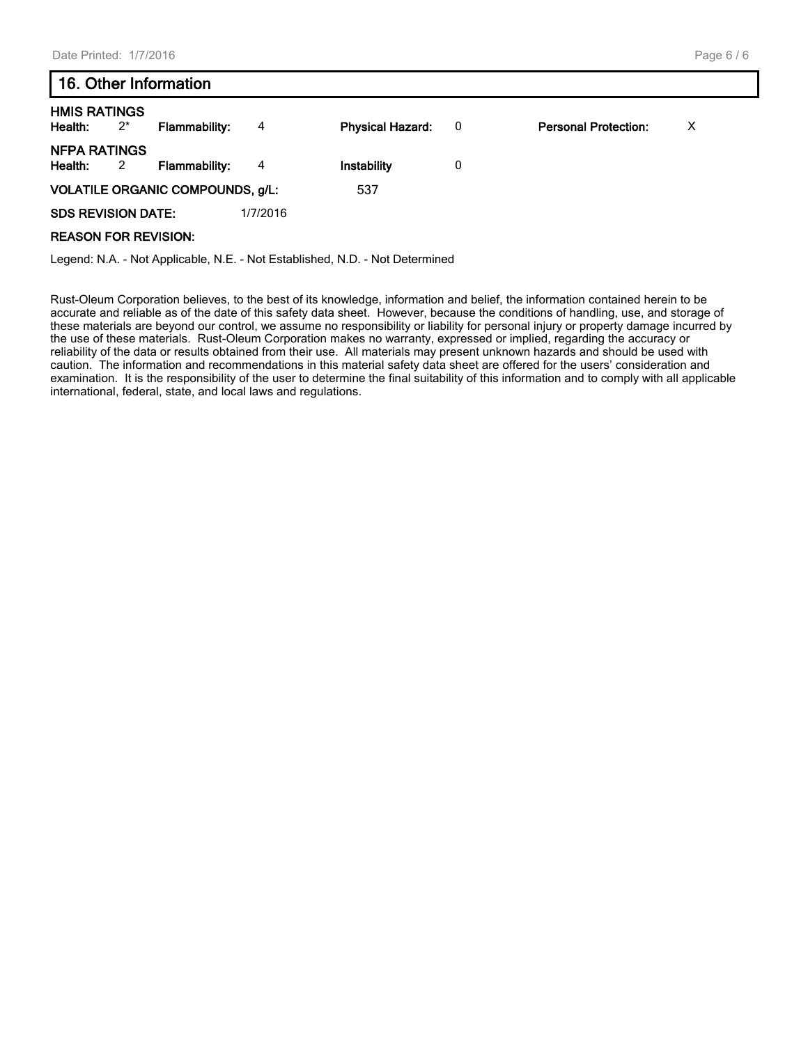## 16. Other Information

**HMIS RATINGS**

| | | | | | | | |
|---|---|---|---|---|---|---|---|
| **Health:** | 2* | **Flammability:** | 4 | **Physical Hazard:** | 0 | **Personal Protection:** | X |

**NFPA RATINGS**

| | | | | | |
|---|---|---|---|---|---|
| **Health:** | 2 | **Flammability:** | 4 | **Instability** | 0 |

**VOLATILE ORGANIC COMPOUNDS, g/L:** 537

**SDS REVISION DATE:** 1/7/2016

**REASON FOR REVISION:**

Legend: N.A. - Not Applicable, N.E. - Not Established, N.D. - Not Determined

Rust-Oleum Corporation believes, to the best of its knowledge, information and belief, the information contained herein to be accurate and reliable as of the date of this safety data sheet. However, because the conditions of handling, use, and storage of these materials are beyond our control, we assume no responsibility or liability for personal injury or property damage incurred by the use of these materials. Rust-Oleum Corporation makes no warranty, expressed or implied, regarding the accuracy or reliability of the data or results obtained from their use. All materials may present unknown hazards and should be used with caution. The information and recommendations in this material safety data sheet are offered for the users' consideration and examination. It is the responsibility of the user to determine the final suitability of this information and to comply with all applicable international, federal, state, and local laws and regulations.